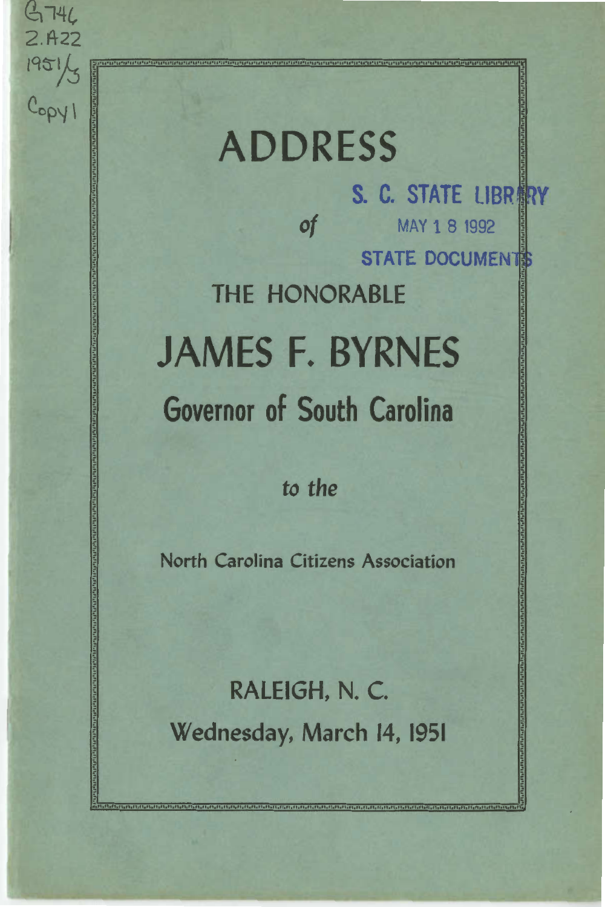G746
2.A22
1951/3
Copy 1

# ADDRESS

S. C. STATE LIBRARY
MAY 18 1992
STATE DOCUMENTS

*of*

THE HONORABLE

# JAMES F. BYRNES

## Governor of South Carolina

*to the*

North Carolina Citizens Association

RALEIGH, N. C.

Wednesday, March 14, 1951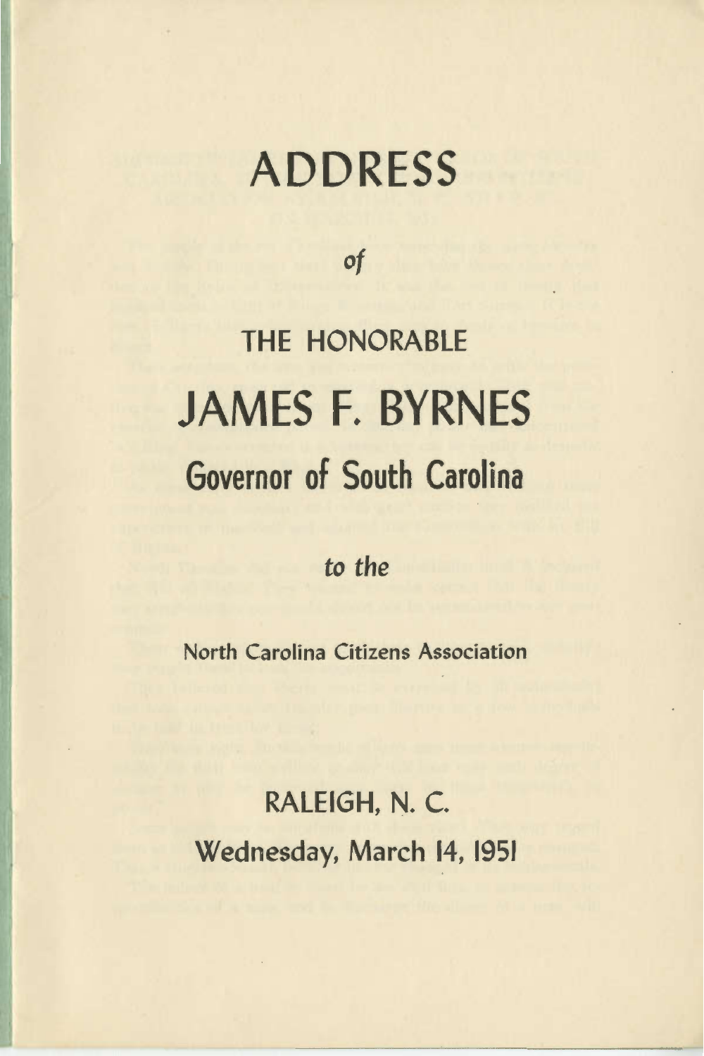# ADDRESS

*of*

## THE HONORABLE

# JAMES F. BYRNES

## Governor of South Carolina

*to the*

**North Carolina Citizens Association**

## RALEIGH, N. C.

## Wednesday, March 14, 1951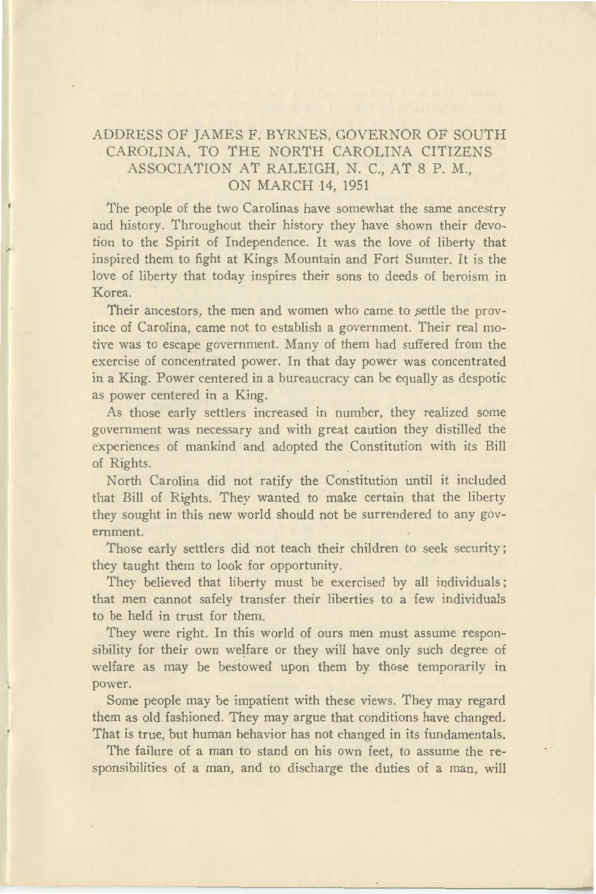## ADDRESS OF JAMES F. BYRNES, GOVERNOR OF SOUTH CAROLINA, TO THE NORTH CAROLINA CITIZENS ASSOCIATION AT RALEIGH, N. C., AT 8 P. M., ON MARCH 14, 1951

The people of the two Carolinas have somewhat the same ancestry and history. Throughout their history they have shown their devotion to the Spirit of Independence. It was the love of liberty that inspired them to fight at Kings Mountain and Fort Sumter. It is the love of liberty that today inspires their sons to deeds of heroism in Korea.

Their ancestors, the men and women who came to settle the province of Carolina, came not to establish a government. Their real motive was to escape government. Many of them had suffered from the exercise of concentrated power. In that day power was concentrated in a King. Power centered in a bureaucracy can be equally as despotic as power centered in a King.

As those early settlers increased in number, they realized some government was necessary and with great caution they distilled the experiences of mankind and adopted the Constitution with its Bill of Rights.

North Carolina did not ratify the Constitution until it included that Bill of Rights. They wanted to make certain that the liberty they sought in this new world should not be surrendered to any government.

Those early settlers did not teach their children to seek security; they taught them to look for opportunity.

They believed that liberty must be exercised by all individuals; that men cannot safely transfer their liberties to a few individuals to be held in trust for them.

They were right. In this world of ours men must assume responsibility for their own welfare or they will have only such degree of welfare as may be bestowed upon them by those temporarily in power.

Some people may be impatient with these views. They may regard them as old fashioned. They may argue that conditions have changed. That is true, but human behavior has not changed in its fundamentals.

The failure of a man to stand on his own feet, to assume the responsibilities of a man, and to discharge the duties of a man, will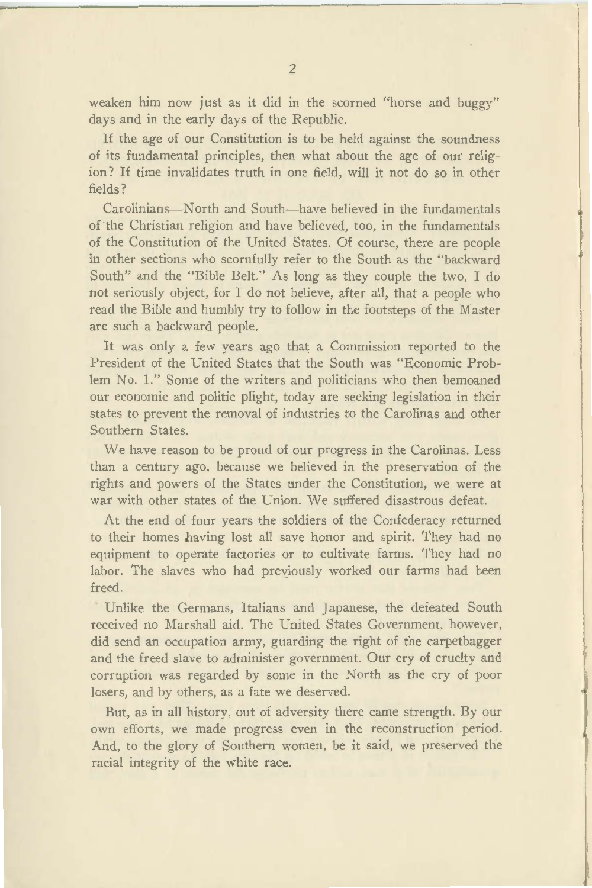weaken him now just as it did in the scorned "horse and buggy" days and in the early days of the Republic.

If the age of our Constitution is to be held against the soundness of its fundamental principles, then what about the age of our religion? If time invalidates truth in one field, will it not do so in other fields?

Carolinians—North and South—have believed in the fundamentals of the Christian religion and have believed, too, in the fundamentals of the Constitution of the United States. Of course, there are people in other sections who scornfully refer to the South as the "backward South" and the "Bible Belt." As long as they couple the two, I do not seriously object, for I do not believe, after all, that a people who read the Bible and humbly try to follow in the footsteps of the Master are such a backward people.

It was only a few years ago that a Commission reported to the President of the United States that the South was "Economic Problem No. 1." Some of the writers and politicians who then bemoaned our economic and politic plight, today are seeking legislation in their states to prevent the removal of industries to the Carolinas and other Southern States.

We have reason to be proud of our progress in the Carolinas. Less than a century ago, because we believed in the preservation of the rights and powers of the States under the Constitution, we were at war with other states of the Union. We suffered disastrous defeat.

At the end of four years the soldiers of the Confederacy returned to their homes having lost all save honor and spirit. They had no equipment to operate factories or to cultivate farms. They had no labor. The slaves who had previously worked our farms had been freed.

Unlike the Germans, Italians and Japanese, the defeated South received no Marshall aid. The United States Government, however, did send an occupation army, guarding the right of the carpetbagger and the freed slave to administer government. Our cry of cruelty and corruption was regarded by some in the North as the cry of poor losers, and by others, as a fate we deserved.

But, as in all history, out of adversity there came strength. By our own efforts, we made progress even in the reconstruction period. And, to the glory of Southern women, be it said, we preserved the racial integrity of the white race.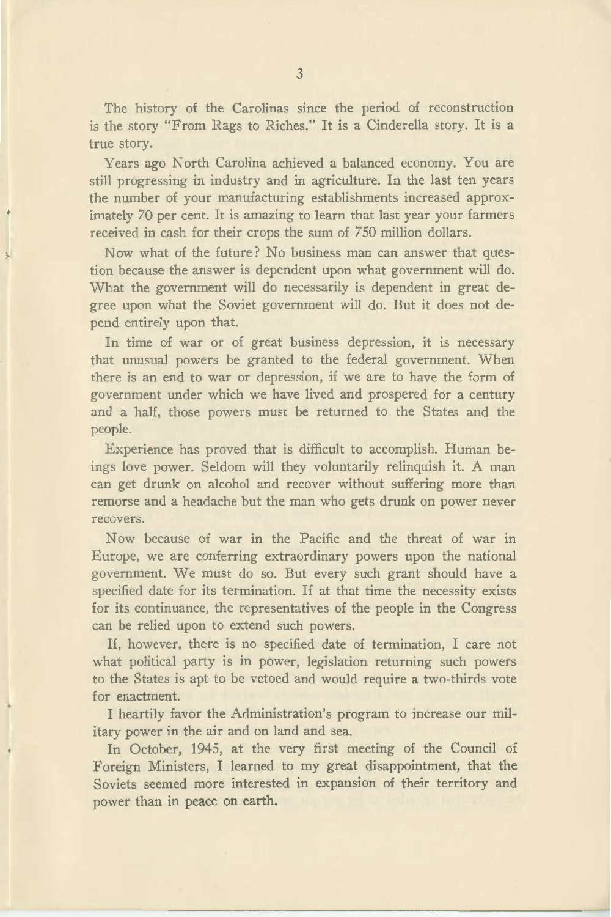The history of the Carolinas since the period of reconstruction is the story "From Rags to Riches." It is a Cinderella story. It is a true story.

Years ago North Carolina achieved a balanced economy. You are still progressing in industry and in agriculture. In the last ten years the number of your manufacturing establishments increased approximately 70 per cent. It is amazing to learn that last year your farmers received in cash for their crops the sum of 750 million dollars.

Now what of the future? No business man can answer that question because the answer is dependent upon what government will do. What the government will do necessarily is dependent in great degree upon what the Soviet government will do. But it does not depend entirely upon that.

In time of war or of great business depression, it is necessary that unusual powers be granted to the federal government. When there is an end to war or depression, if we are to have the form of government under which we have lived and prospered for a century and a half, those powers must be returned to the States and the people.

Experience has proved that is difficult to accomplish. Human beings love power. Seldom will they voluntarily relinquish it. A man can get drunk on alcohol and recover without suffering more than remorse and a headache but the man who gets drunk on power never recovers.

Now because of war in the Pacific and the threat of war in Europe, we are conferring extraordinary powers upon the national government. We must do so. But every such grant should have a specified date for its termination. If at that time the necessity exists for its continuance, the representatives of the people in the Congress can be relied upon to extend such powers.

If, however, there is no specified date of termination, I care not what political party is in power, legislation returning such powers to the States is apt to be vetoed and would require a two-thirds vote for enactment.

I heartily favor the Administration's program to increase our military power in the air and on land and sea.

In October, 1945, at the very first meeting of the Council of Foreign Ministers, I learned to my great disappointment, that the Soviets seemed more interested in expansion of their territory and power than in peace on earth.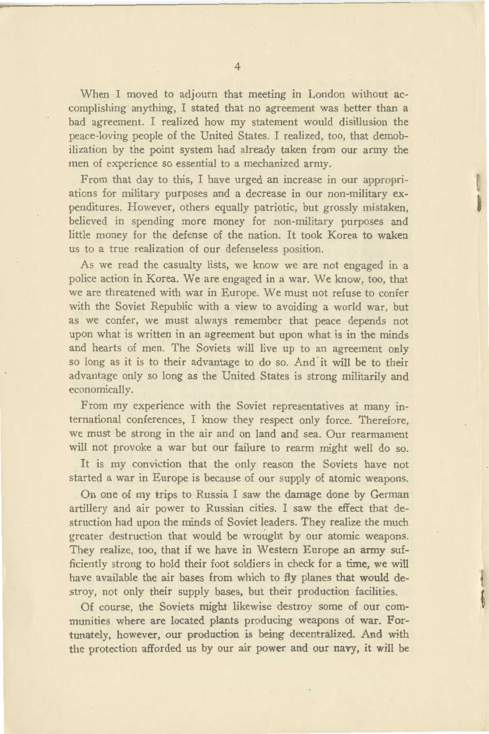When I moved to adjourn that meeting in London without accomplishing anything, I stated that no agreement was better than a bad agreement. I realized how my statement would disillusion the peace-loving people of the United States. I realized, too, that demobilization by the point system had already taken from our army the men of experience so essential to a mechanized army.

From that day to this, I have urged an increase in our appropriations for military purposes and a decrease in our non-military expenditures. However, others equally patriotic, but grossly mistaken, believed in spending more money for non-military purposes and little money for the defense of the nation. It took Korea to waken us to a true realization of our defenseless position.

As we read the casualty lists, we know we are not engaged in a police action in Korea. We are engaged in a war. We know, too, that we are threatened with war in Europe. We must not refuse to confer with the Soviet Republic with a view to avoiding a world war, but as we confer, we must always remember that peace depends not upon what is written in an agreement but upon what is in the minds and hearts of men. The Soviets will live up to an agreement only so long as it is to their advantage to do so. And it will be to their advantage only so long as the United States is strong militarily and economically.

From my experience with the Soviet representatives at many international conferences, I know they respect only force. Therefore, we must be strong in the air and on land and sea. Our rearmament will not provoke a war but our failure to rearm might well do so.

It is my conviction that the only reason the Soviets have not started a war in Europe is because of our supply of atomic weapons.

On one of my trips to Russia I saw the damage done by German artillery and air power to Russian cities. I saw the effect that destruction had upon the minds of Soviet leaders. They realize the much greater destruction that would be wrought by our atomic weapons. They realize, too, that if we have in Western Europe an army sufficiently strong to hold their foot soldiers in check for a time, we will have available the air bases from which to fly planes that would destroy, not only their supply bases, but their production facilities.

Of course, the Soviets might likewise destroy some of our communities where are located plants producing weapons of war. Fortunately, however, our production is being decentralized. And with the protection afforded us by our air power and our navy, it will be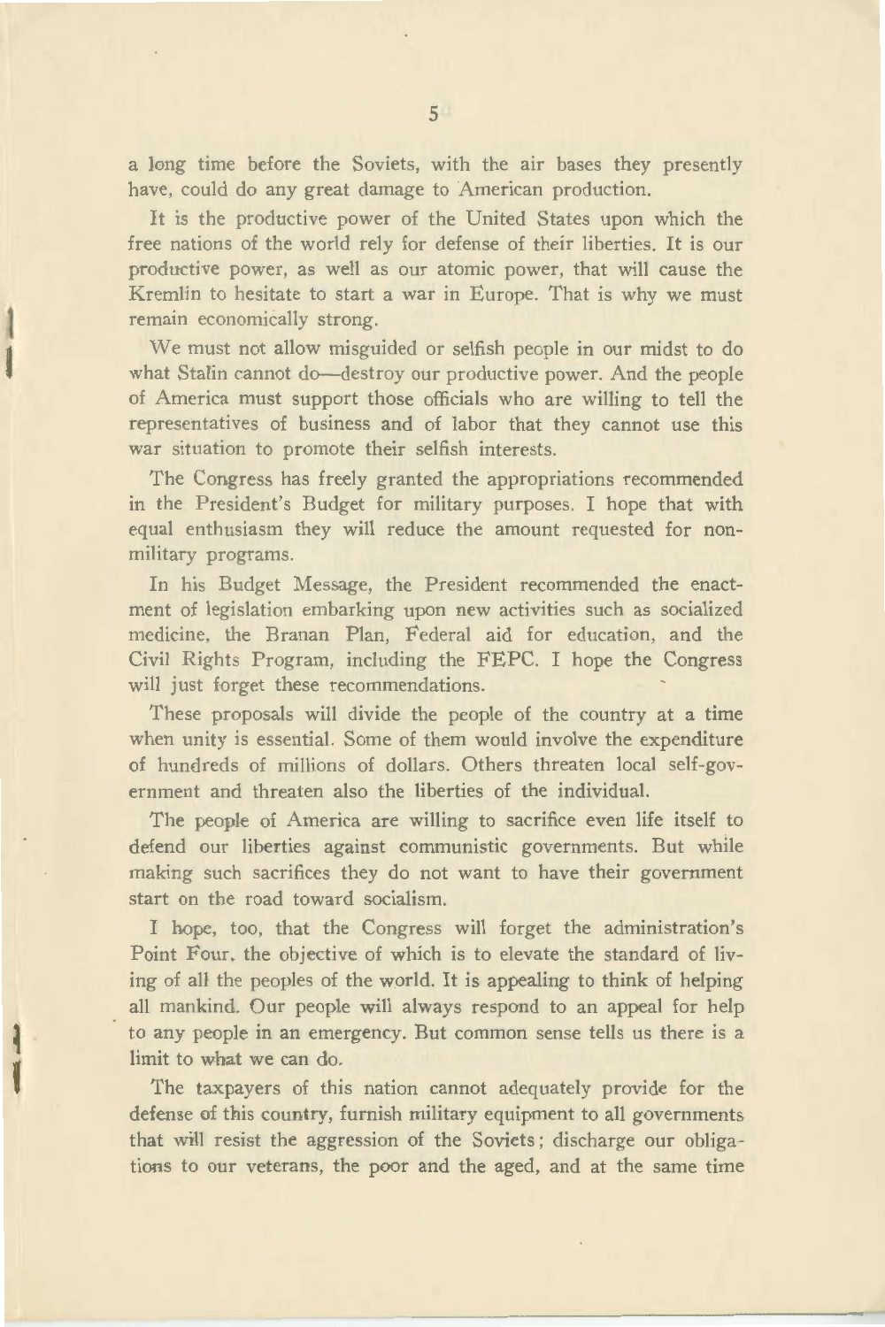a long time before the Soviets, with the air bases they presently have, could do any great damage to American production.

It is the productive power of the United States upon which the free nations of the world rely for defense of their liberties. It is our productive power, as well as our atomic power, that will cause the Kremlin to hesitate to start a war in Europe. That is why we must remain economically strong.

We must not allow misguided or selfish people in our midst to do what Stalin cannot do—destroy our productive power. And the people of America must support those officials who are willing to tell the representatives of business and of labor that they cannot use this war situation to promote their selfish interests.

The Congress has freely granted the appropriations recommended in the President's Budget for military purposes. I hope that with equal enthusiasm they will reduce the amount requested for non-military programs.

In his Budget Message, the President recommended the enactment of legislation embarking upon new activities such as socialized medicine, the Branan Plan, Federal aid for education, and the Civil Rights Program, including the FEPC. I hope the Congress will just forget these recommendations.

These proposals will divide the people of the country at a time when unity is essential. Some of them would involve the expenditure of hundreds of millions of dollars. Others threaten local self-government and threaten also the liberties of the individual.

The people of America are willing to sacrifice even life itself to defend our liberties against communistic governments. But while making such sacrifices they do not want to have their government start on the road toward socialism.

I hope, too, that the Congress will forget the administration's Point Four, the objective of which is to elevate the standard of living of all the peoples of the world. It is appealing to think of helping all mankind. Our people will always respond to an appeal for help to any people in an emergency. But common sense tells us there is a limit to what we can do.

The taxpayers of this nation cannot adequately provide for the defense of this country, furnish military equipment to all governments that will resist the aggression of the Soviets; discharge our obligations to our veterans, the poor and the aged, and at the same time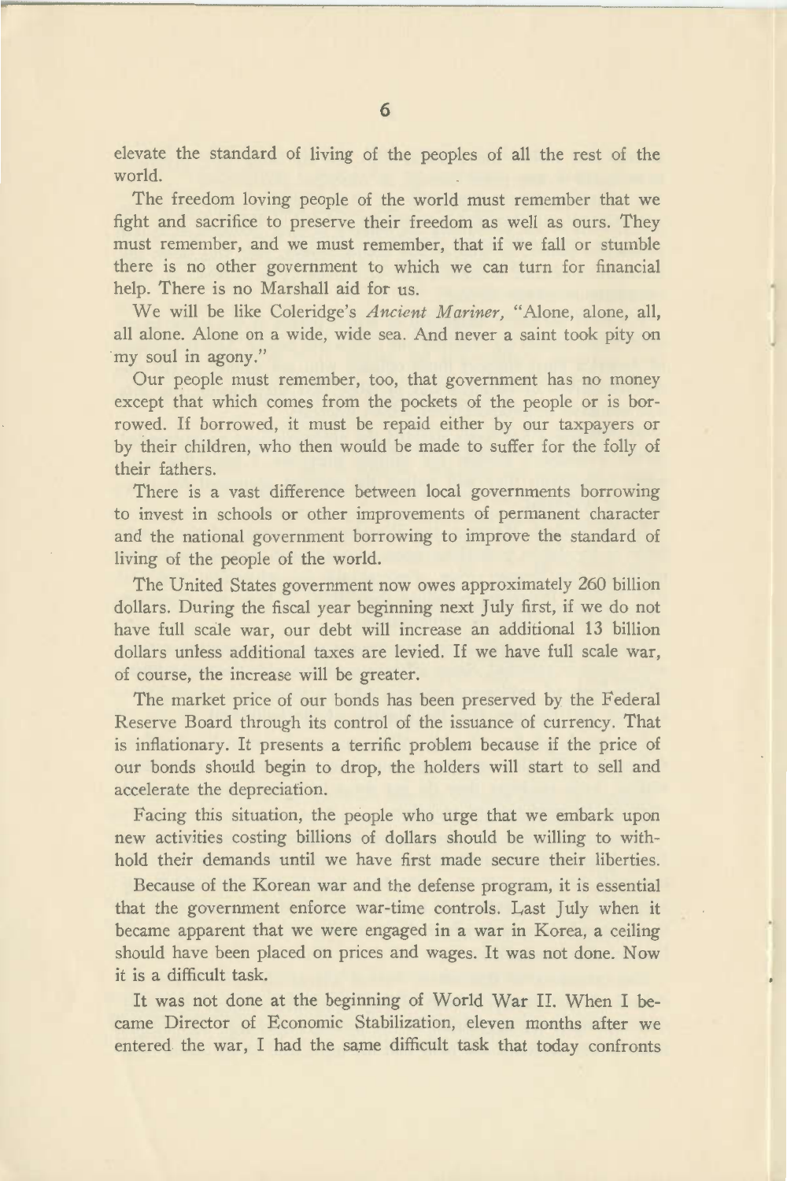elevate the standard of living of the peoples of all the rest of the world.

The freedom loving people of the world must remember that we fight and sacrifice to preserve their freedom as well as ours. They must remember, and we must remember, that if we fall or stumble there is no other government to which we can turn for financial help. There is no Marshall aid for us.

We will be like Coleridge's *Ancient Mariner*, "Alone, alone, all, all alone. Alone on a wide, wide sea. And never a saint took pity on my soul in agony."

Our people must remember, too, that government has no money except that which comes from the pockets of the people or is borrowed. If borrowed, it must be repaid either by our taxpayers or by their children, who then would be made to suffer for the folly of their fathers.

There is a vast difference between local governments borrowing to invest in schools or other improvements of permanent character and the national government borrowing to improve the standard of living of the people of the world.

The United States government now owes approximately 260 billion dollars. During the fiscal year beginning next July first, if we do not have full scale war, our debt will increase an additional 13 billion dollars unless additional taxes are levied. If we have full scale war, of course, the increase will be greater.

The market price of our bonds has been preserved by the Federal Reserve Board through its control of the issuance of currency. That is inflationary. It presents a terrific problem because if the price of our bonds should begin to drop, the holders will start to sell and accelerate the depreciation.

Facing this situation, the people who urge that we embark upon new activities costing billions of dollars should be willing to withhold their demands until we have first made secure their liberties.

Because of the Korean war and the defense program, it is essential that the government enforce war-time controls. Last July when it became apparent that we were engaged in a war in Korea, a ceiling should have been placed on prices and wages. It was not done. Now it is a difficult task.

It was not done at the beginning of World War II. When I became Director of Economic Stabilization, eleven months after we entered the war, I had the same difficult task that today confronts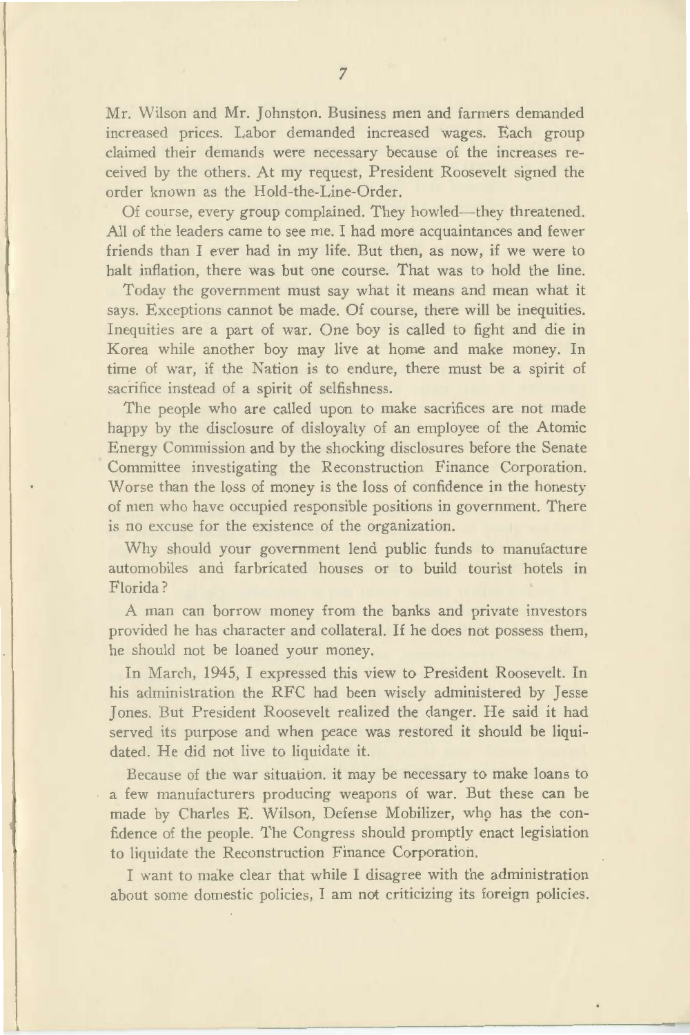Mr. Wilson and Mr. Johnston. Business men and farmers demanded increased prices. Labor demanded increased wages. Each group claimed their demands were necessary because of the increases received by the others. At my request, President Roosevelt signed the order known as the Hold-the-Line-Order.

Of course, every group complained. They howled—they threatened. All of the leaders came to see me. I had more acquaintances and fewer friends than I ever had in my life. But then, as now, if we were to halt inflation, there was but one course. That was to hold the line.

Today the government must say what it means and mean what it says. Exceptions cannot be made. Of course, there will be inequities. Inequities are a part of war. One boy is called to fight and die in Korea while another boy may live at home and make money. In time of war, if the Nation is to endure, there must be a spirit of sacrifice instead of a spirit of selfishness.

The people who are called upon to make sacrifices are not made happy by the disclosure of disloyalty of an employee of the Atomic Energy Commission and by the shocking disclosures before the Senate Committee investigating the Reconstruction Finance Corporation. Worse than the loss of money is the loss of confidence in the honesty of men who have occupied responsible positions in government. There is no excuse for the existence of the organization.

Why should your government lend public funds to manufacture automobiles and farbricated houses or to build tourist hotels in Florida?

A man can borrow money from the banks and private investors provided he has character and collateral. If he does not possess them, he should not be loaned your money.

In March, 1945, I expressed this view to President Roosevelt. In his administration the RFC had been wisely administered by Jesse Jones. But President Roosevelt realized the danger. He said it had served its purpose and when peace was restored it should be liquidated. He did not live to liquidate it.

Because of the war situation. it may be necessary to make loans to a few manufacturers producing weapons of war. But these can be made by Charles E. Wilson, Defense Mobilizer, who has the confidence of the people. The Congress should promptly enact legislation to liquidate the Reconstruction Finance Corporation.

I want to make clear that while I disagree with the administration about some domestic policies, I am not criticizing its foreign policies.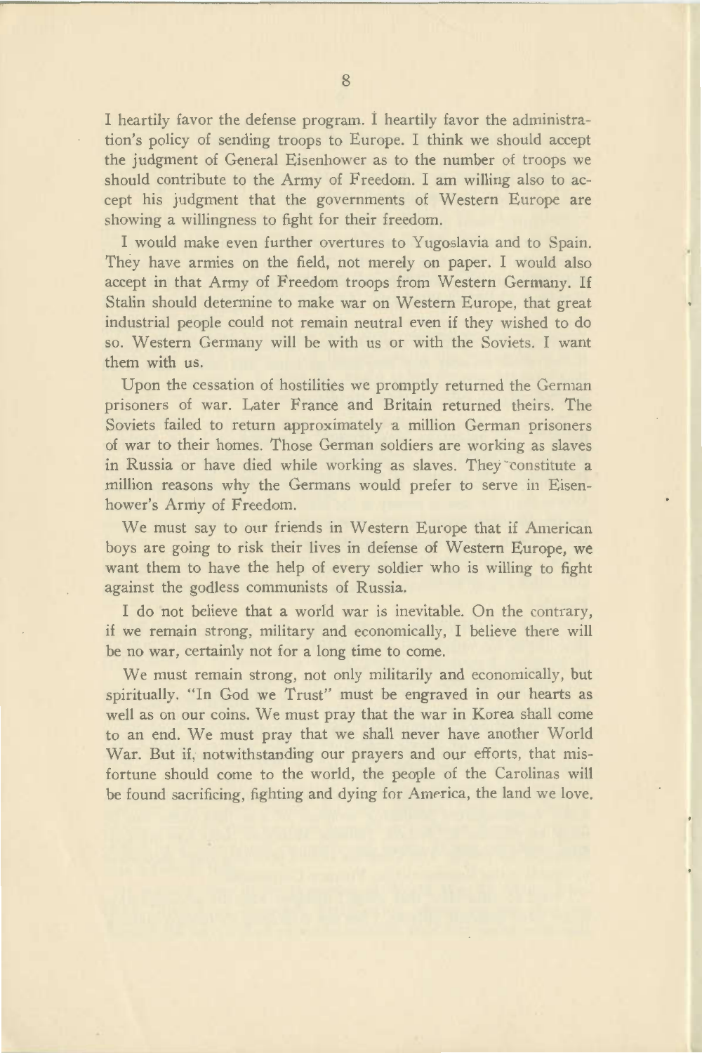I heartily favor the defense program. I heartily favor the administration's policy of sending troops to Europe. I think we should accept the judgment of General Eisenhower as to the number of troops we should contribute to the Army of Freedom. I am willing also to accept his judgment that the governments of Western Europe are showing a willingness to fight for their freedom.

I would make even further overtures to Yugoslavia and to Spain. They have armies on the field, not merely on paper. I would also accept in that Army of Freedom troops from Western Germany. If Stalin should determine to make war on Western Europe, that great industrial people could not remain neutral even if they wished to do so. Western Germany will be with us or with the Soviets. I want them with us.

Upon the cessation of hostilities we promptly returned the German prisoners of war. Later France and Britain returned theirs. The Soviets failed to return approximately a million German prisoners of war to their homes. Those German soldiers are working as slaves in Russia or have died while working as slaves. They constitute a million reasons why the Germans would prefer to serve in Eisenhower's Army of Freedom.

We must say to our friends in Western Europe that if American boys are going to risk their lives in defense of Western Europe, we want them to have the help of every soldier who is willing to fight against the godless communists of Russia.

I do not believe that a world war is inevitable. On the contrary, if we remain strong, military and economically, I believe there will be no war, certainly not for a long time to come.

We must remain strong, not only militarily and economically, but spiritually. "In God we Trust" must be engraved in our hearts as well as on our coins. We must pray that the war in Korea shall come to an end. We must pray that we shall never have another World War. But if, notwithstanding our prayers and our efforts, that misfortune should come to the world, the people of the Carolinas will be found sacrificing, fighting and dying for America, the land we love.